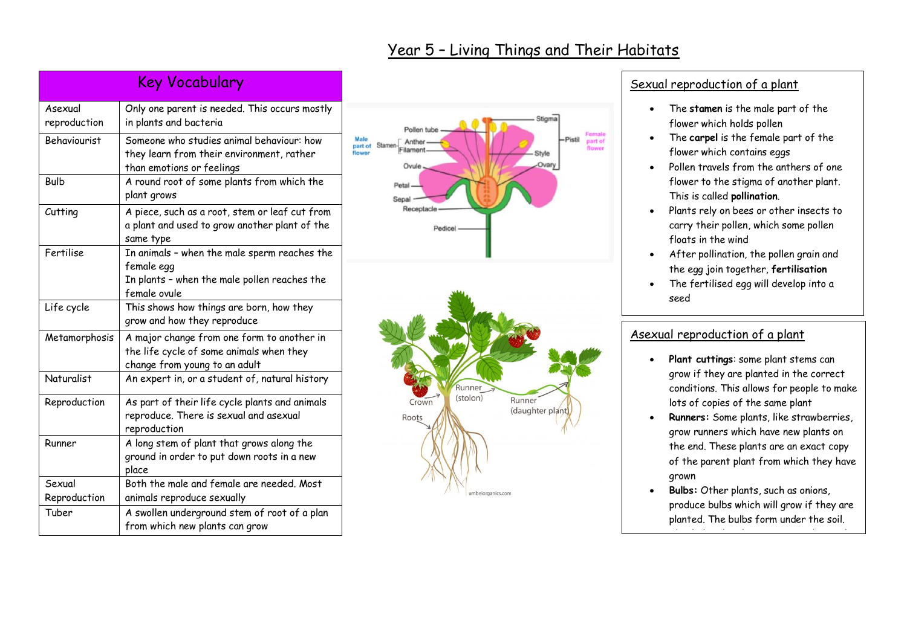# Year 5 – Living Things and Their Habitats

| Key Vocabulary | |
|---|---|
| Asexual reproduction | Only one parent is needed. This occurs mostly in plants and bacteria |
| Behaviourist | Someone who studies animal behaviour: how they learn from their environment, rather than emotions or feelings |
| Bulb | A round root of some plants from which the plant grows |
| Cutting | A piece, such as a root, stem or leaf cut from a plant and used to grow another plant of the same type |
| Fertilise | In animals – when the male sperm reaches the female egg<br>In plants – when the male pollen reaches the female ovule |
| Life cycle | This shows how things are born, how they grow and how they reproduce |
| Metamorphosis | A major change from one form to another in the life cycle of some animals when they change from young to an adult |
| Naturalist | An expert in, or a student of, natural history |
| Reproduction | As part of their life cycle plants and animals reproduce. There is sexual and asexual reproduction |
| Runner | A long stem of plant that grows along the ground in order to put down roots in a new place |
| Sexual Reproduction | Both the male and female are needed. Most animals reproduce sexually |
| Tuber | A swollen underground stem of root of a plan from which new plants can grow |

Male part of flower: Stamen – Anther, Filament. Pollen tube, Ovule, Petal, Sepal, Receptacle, Pedicel. Female part of flower: Pistil – Stigma, Style, Ovary.

Crown, Runner (stolon), Runner (daughter plant), Roots

## Sexual reproduction of a plant

- The **stamen** is the male part of the flower which holds pollen
- The **carpel** is the female part of the flower which contains eggs
- Pollen travels from the anthers of one flower to the stigma of another plant. This is called **pollination**.
- Plants rely on bees or other insects to carry their pollen, which some pollen floats in the wind
- After pollination, the pollen grain and the egg join together, **fertilisation**
- The fertilised egg will develop into a seed

## Asexual reproduction of a plant

- **Plant cuttings**: some plant stems can grow if they are planted in the correct conditions. This allows for people to make lots of copies of the same plant
- **Runners:** Some plants, like strawberries, grow runners which have new plants on the end. These plants are an exact copy of the parent plant from which they have grown
- **Bulbs:** Other plants, such as onions, produce bulbs which will grow if they are planted. The bulbs form under the soil.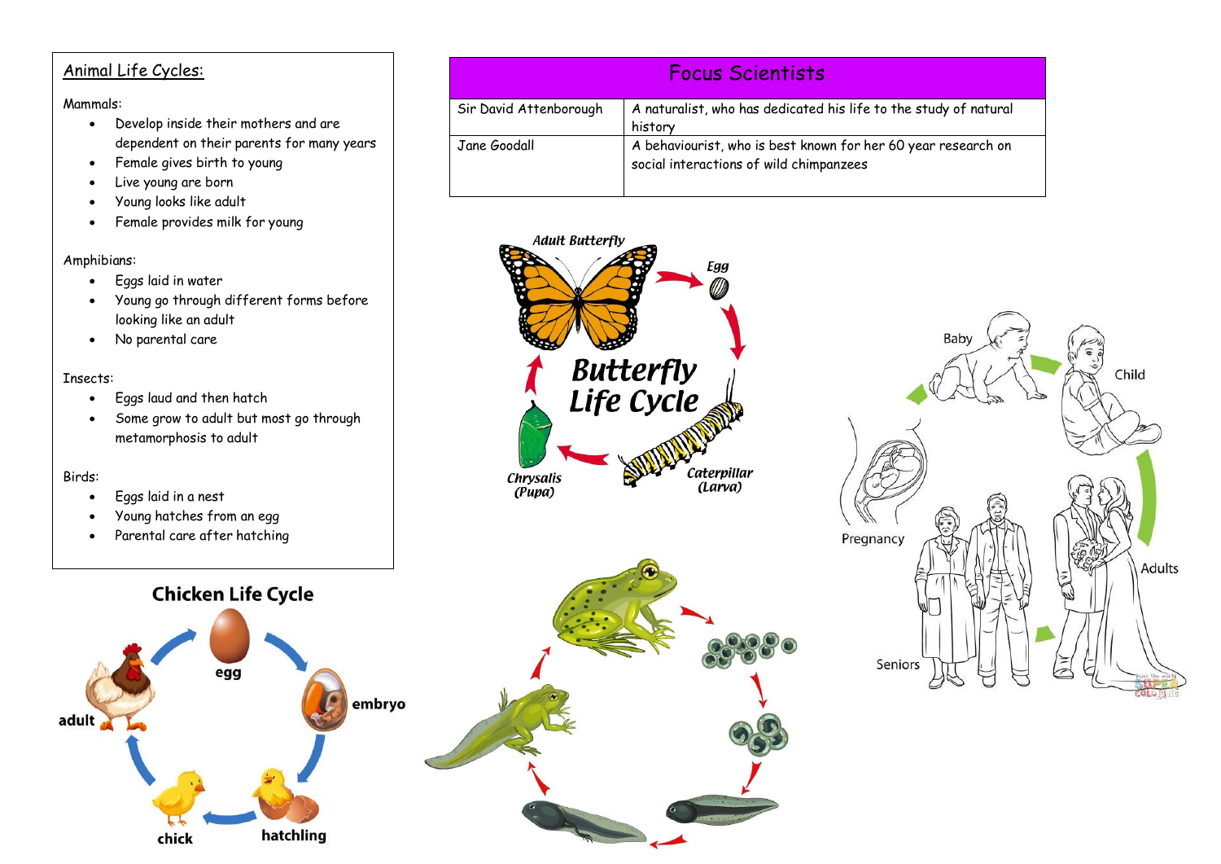## Animal Life Cycles:

Mammals:

- Develop inside their mothers and are dependent on their parents for many years
- Female gives birth to young
- Live young are born
- Young looks like adult
- Female provides milk for young

Amphibians:

- Eggs laid in water
- Young go through different forms before looking like an adult
- No parental care

Insects:

- Eggs laud and then hatch
- Some grow to adult but most go through metamorphosis to adult

Birds:

- Eggs laid in a nest
- Young hatches from an egg
- Parental care after hatching

| Focus Scientists | |
|---|---|
| Sir David Attenborough | A naturalist, who has dedicated his life to the study of natural history |
| Jane Goodall | A behaviourist, who is best known for her 60 year research on social interactions of wild chimpanzees |

Butterfly Life Cycle

Adult Butterfly

Egg

Caterpillar (Larva)

Chrysalis (Pupa)

Baby

Child

Adults

Seniors

Pregnancy

Chicken Life Cycle

egg

embryo

hatchling

chick

adult